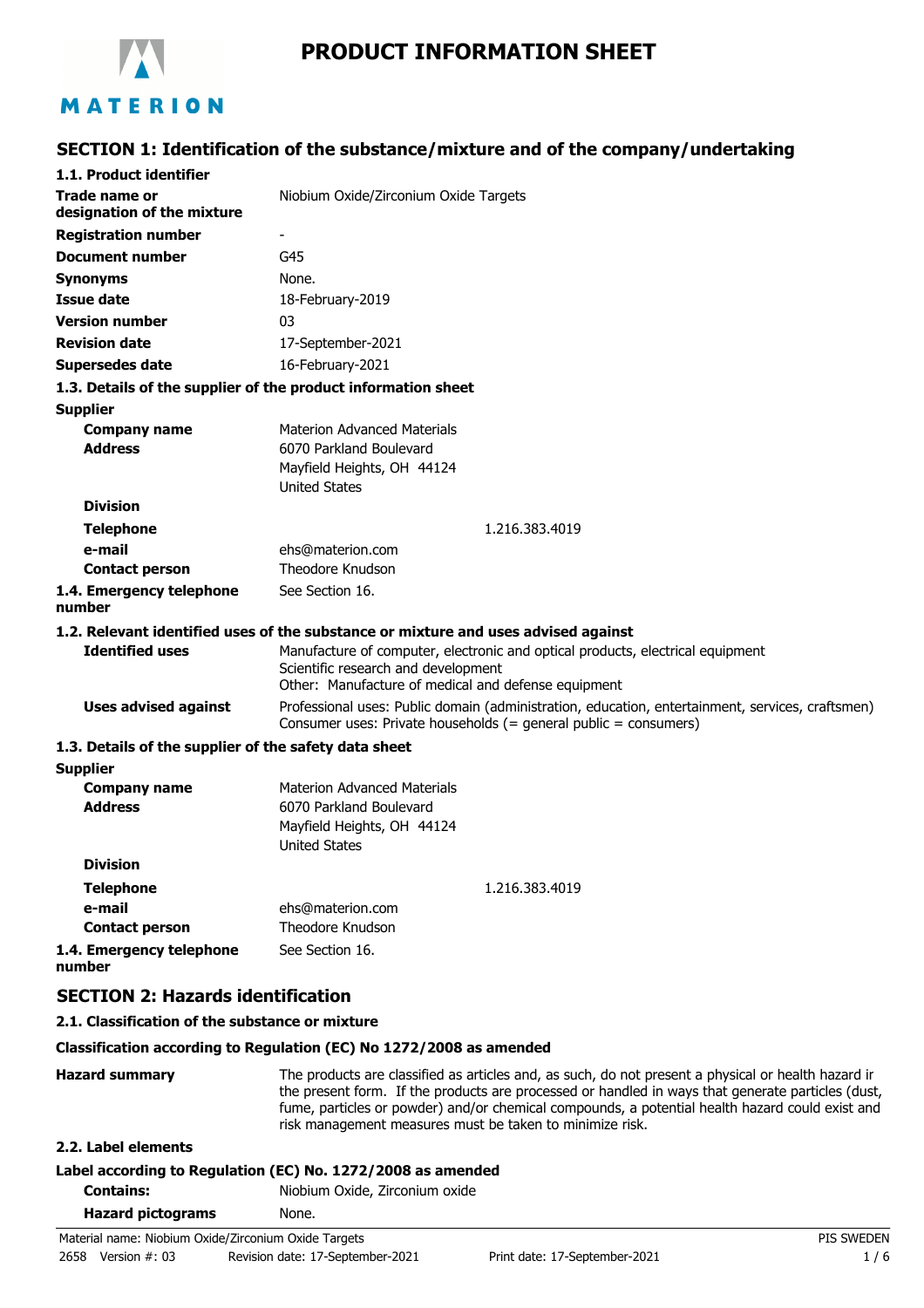# PRODUCT INFORMATION SHEET

## SECTION 1: Identification of the substance/mixture and of the company/undertaking

### 1.1. Product identifier

| | |
|---|---|
| **Trade name or designation of the mixture** | Niobium Oxide/Zirconium Oxide Targets |
| **Registration number** | - |
| **Document number** | G45 |
| **Synonyms** | None. |
| **Issue date** | 18-February-2019 |
| **Version number** | 03 |
| **Revision date** | 17-September-2021 |
| **Supersedes date** | 16-February-2021 |

### 1.3. Details of the supplier of the product information sheet

**Supplier**

| | |
|---|---|
| **Company name** | Materion Advanced Materials |
| **Address** | 6070 Parkland Boulevard<br>Mayfield Heights, OH 44124<br>United States |
| **Division** | |
| **Telephone** | 1.216.383.4019 |
| **e-mail** | ehs@materion.com |
| **Contact person** | Theodore Knudson |

**1.4. Emergency telephone number** See Section 16.

### 1.2. Relevant identified uses of the substance or mixture and uses advised against

| | |
|---|---|
| **Identified uses** | Manufacture of computer, electronic and optical products, electrical equipment<br>Scientific research and development<br>Other: Manufacture of medical and defense equipment |
| **Uses advised against** | Professional uses: Public domain (administration, education, entertainment, services, craftsmen)<br>Consumer uses: Private households (= general public = consumers) |

### 1.3. Details of the supplier of the safety data sheet

**Supplier**

| | |
|---|---|
| **Company name** | Materion Advanced Materials |
| **Address** | 6070 Parkland Boulevard<br>Mayfield Heights, OH 44124<br>United States |
| **Division** | |
| **Telephone** | 1.216.383.4019 |
| **e-mail** | ehs@materion.com |
| **Contact person** | Theodore Knudson |

**1.4. Emergency telephone number** See Section 16.

## SECTION 2: Hazards identification

### 2.1. Classification of the substance or mixture

**Classification according to Regulation (EC) No 1272/2008 as amended**

**Hazard summary** The products are classified as articles and, as such, do not present a physical or health hazard ir the present form. If the products are processed or handled in ways that generate particles (dust, fume, particles or powder) and/or chemical compounds, a potential health hazard could exist and risk management measures must be taken to minimize risk.

### 2.2. Label elements

**Label according to Regulation (EC) No. 1272/2008 as amended**

| | |
|---|---|
| **Contains:** | Niobium Oxide, Zirconium oxide |
| **Hazard pictograms** | None. |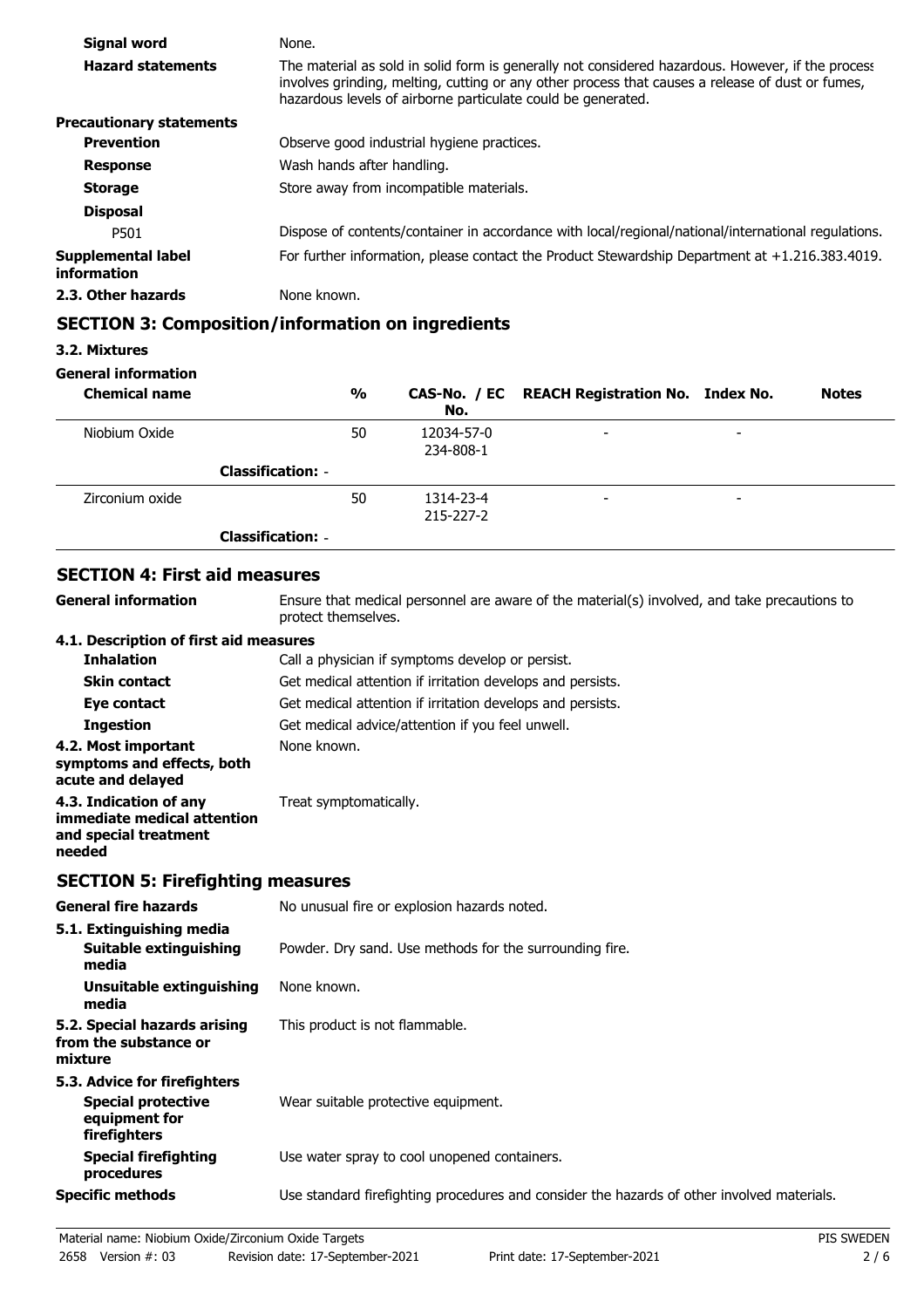**Signal word** None.

**Hazard statements** The material as sold in solid form is generally not considered hazardous. However, if the process involves grinding, melting, cutting or any other process that causes a release of dust or fumes, hazardous levels of airborne particulate could be generated.

**Precautionary statements**

**Prevention** Observe good industrial hygiene practices.

**Response** Wash hands after handling.

**Storage** Store away from incompatible materials.

**Disposal**

P501 Dispose of contents/container in accordance with local/regional/national/international regulations.

**Supplemental label information** For further information, please contact the Product Stewardship Department at +1.216.383.4019.

**2.3. Other hazards** None known.

## SECTION 3: Composition/information on ingredients

**3.2. Mixtures**

**General information**

| Chemical name | % | CAS-No. / EC No. | REACH Registration No. | Index No. | Notes |
|---|---|---|---|---|---|
| Niobium Oxide | 50 | 12034-57-0<br>234-808-1 | - | - | |
| **Classification:** - | | | | | |
| Zirconium oxide | 50 | 1314-23-4<br>215-227-2 | - | - | |
| **Classification:** - | | | | | |

## SECTION 4: First aid measures

**General information** Ensure that medical personnel are aware of the material(s) involved, and take precautions to protect themselves.

**4.1. Description of first aid measures**

**Inhalation** Call a physician if symptoms develop or persist.

**Skin contact** Get medical attention if irritation develops and persists.

**Eye contact** Get medical attention if irritation develops and persists.

**Ingestion** Get medical advice/attention if you feel unwell.

**4.2. Most important symptoms and effects, both acute and delayed** None known.

**4.3. Indication of any immediate medical attention and special treatment needed** Treat symptomatically.

## SECTION 5: Firefighting measures

**General fire hazards** No unusual fire or explosion hazards noted.

**5.1. Extinguishing media**

**Suitable extinguishing media** Powder. Dry sand. Use methods for the surrounding fire.

**Unsuitable extinguishing media** None known.

**5.2. Special hazards arising from the substance or mixture** This product is not flammable.

**5.3. Advice for firefighters**

**Special protective equipment for firefighters** Wear suitable protective equipment.

**Special firefighting procedures** Use water spray to cool unopened containers.

**Specific methods** Use standard firefighting procedures and consider the hazards of other involved materials.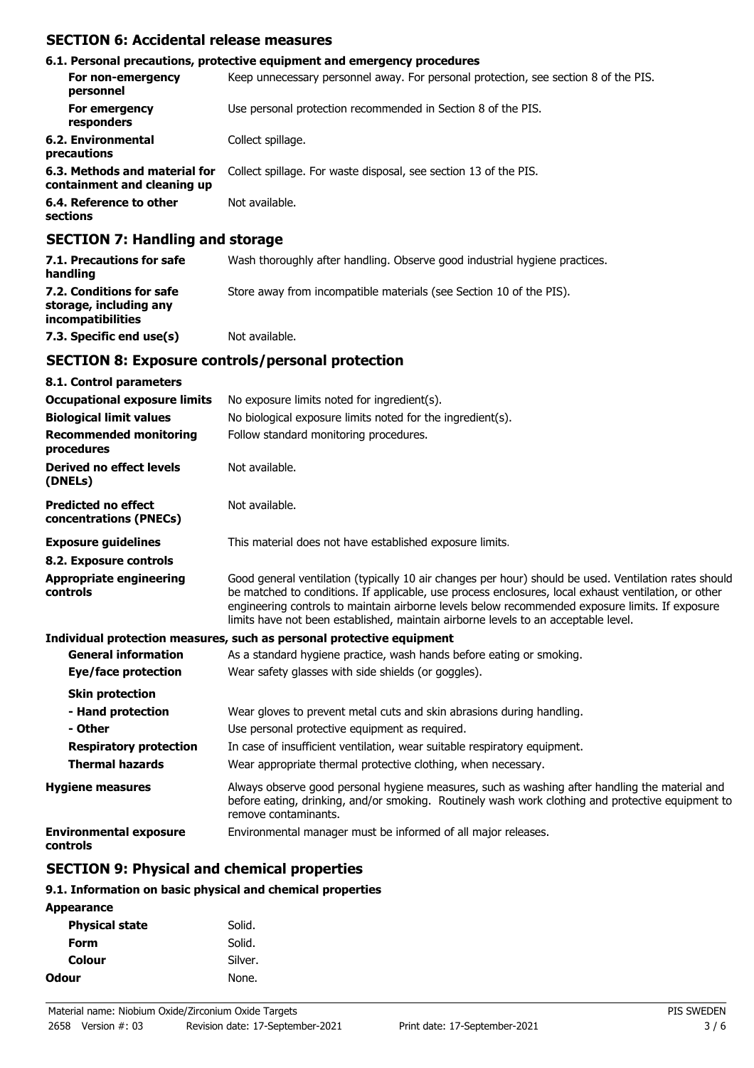## SECTION 6: Accidental release measures

### 6.1. Personal precautions, protective equipment and emergency procedures

| | |
|---|---|
| **For non-emergency personnel** | Keep unnecessary personnel away. For personal protection, see section 8 of the PIS. |
| **For emergency responders** | Use personal protection recommended in Section 8 of the PIS. |
| **6.2. Environmental precautions** | Collect spillage. |
| **6.3. Methods and material for containment and cleaning up** | Collect spillage. For waste disposal, see section 13 of the PIS. |
| **6.4. Reference to other sections** | Not available. |

## SECTION 7: Handling and storage

| | |
|---|---|
| **7.1. Precautions for safe handling** | Wash thoroughly after handling. Observe good industrial hygiene practices. |
| **7.2. Conditions for safe storage, including any incompatibilities** | Store away from incompatible materials (see Section 10 of the PIS). |
| **7.3. Specific end use(s)** | Not available. |

## SECTION 8: Exposure controls/personal protection

### 8.1. Control parameters

| | |
|---|---|
| **Occupational exposure limits** | No exposure limits noted for ingredient(s). |
| **Biological limit values** | No biological exposure limits noted for the ingredient(s). |
| **Recommended monitoring procedures** | Follow standard monitoring procedures. |
| **Derived no effect levels (DNELs)** | Not available. |
| **Predicted no effect concentrations (PNECs)** | Not available. |
| **Exposure guidelines** | This material does not have established exposure limits. |

### 8.2. Exposure controls

| | |
|---|---|
| **Appropriate engineering controls** | Good general ventilation (typically 10 air changes per hour) should be used. Ventilation rates should be matched to conditions. If applicable, use process enclosures, local exhaust ventilation, or other engineering controls to maintain airborne levels below recommended exposure limits. If exposure limits have not been established, maintain airborne levels to an acceptable level. |

**Individual protection measures, such as personal protective equipment**

| | |
|---|---|
| **General information** | As a standard hygiene practice, wash hands before eating or smoking. |
| **Eye/face protection** | Wear safety glasses with side shields (or goggles). |
| **Skin protection** | |
| **- Hand protection** | Wear gloves to prevent metal cuts and skin abrasions during handling. |
| **- Other** | Use personal protective equipment as required. |
| **Respiratory protection** | In case of insufficient ventilation, wear suitable respiratory equipment. |
| **Thermal hazards** | Wear appropriate thermal protective clothing, when necessary. |
| **Hygiene measures** | Always observe good personal hygiene measures, such as washing after handling the material and before eating, drinking, and/or smoking. Routinely wash work clothing and protective equipment to remove contaminants. |
| **Environmental exposure controls** | Environmental manager must be informed of all major releases. |

## SECTION 9: Physical and chemical properties

### 9.1. Information on basic physical and chemical properties

**Appearance**

| | |
|---|---|
| **Physical state** | Solid. |
| **Form** | Solid. |
| **Colour** | Silver. |
| **Odour** | None. |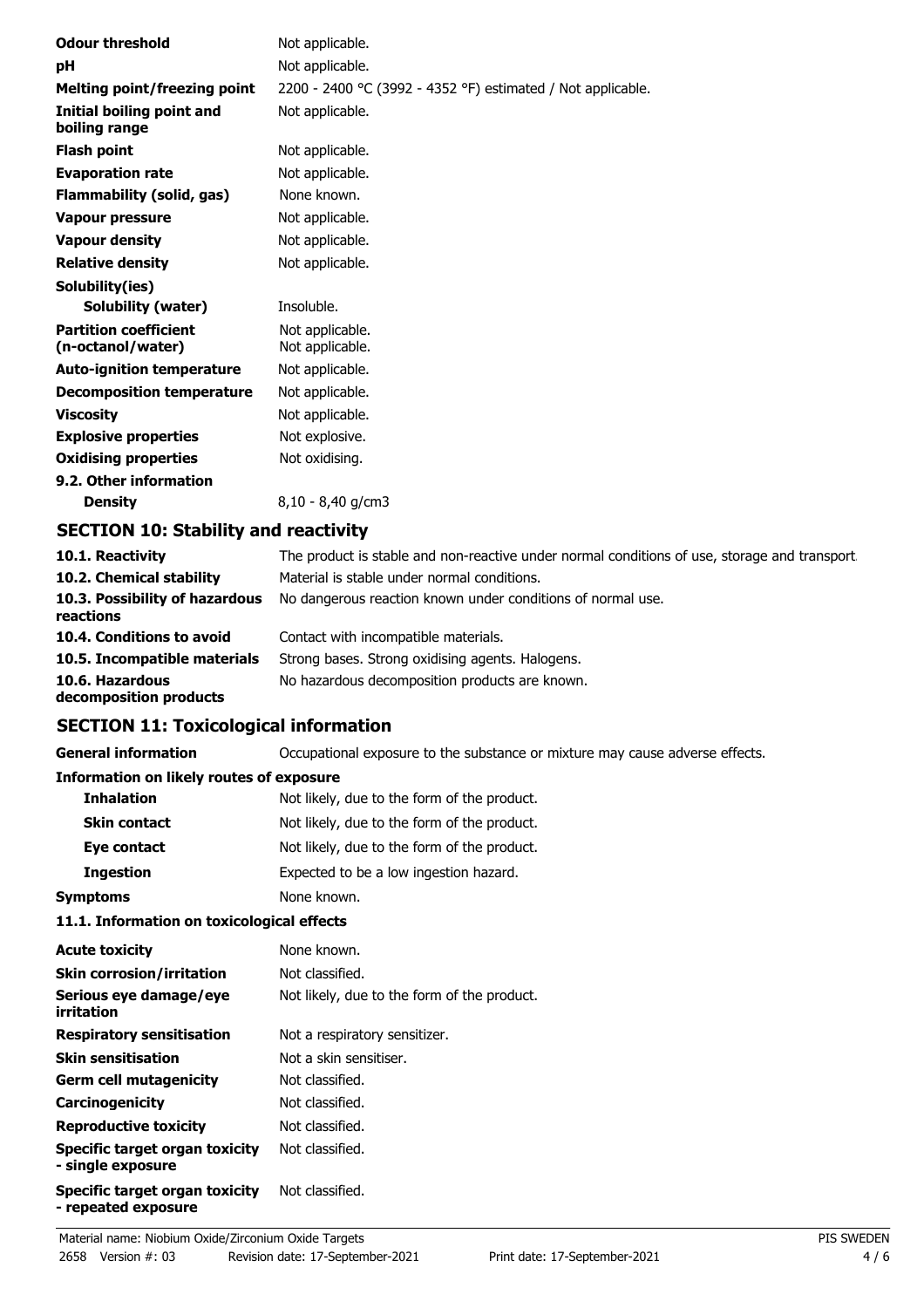| | |
|---|---|
| **Odour threshold** | Not applicable. |
| **pH** | Not applicable. |
| **Melting point/freezing point** | 2200 - 2400 °C (3992 - 4352 °F) estimated / Not applicable. |
| **Initial boiling point and boiling range** | Not applicable. |
| **Flash point** | Not applicable. |
| **Evaporation rate** | Not applicable. |
| **Flammability (solid, gas)** | None known. |
| **Vapour pressure** | Not applicable. |
| **Vapour density** | Not applicable. |
| **Relative density** | Not applicable. |
| **Solubility(ies)** | |
| **Solubility (water)** | Insoluble. |
| **Partition coefficient (n-octanol/water)** | Not applicable.<br>Not applicable. |
| **Auto-ignition temperature** | Not applicable. |
| **Decomposition temperature** | Not applicable. |
| **Viscosity** | Not applicable. |
| **Explosive properties** | Not explosive. |
| **Oxidising properties** | Not oxidising. |
| **9.2. Other information** | |
| **Density** | 8,10 - 8,40 g/cm3 |

## SECTION 10: Stability and reactivity

| | |
|---|---|
| **10.1. Reactivity** | The product is stable and non-reactive under normal conditions of use, storage and transport. |
| **10.2. Chemical stability** | Material is stable under normal conditions. |
| **10.3. Possibility of hazardous reactions** | No dangerous reaction known under conditions of normal use. |
| **10.4. Conditions to avoid** | Contact with incompatible materials. |
| **10.5. Incompatible materials** | Strong bases. Strong oxidising agents. Halogens. |
| **10.6. Hazardous decomposition products** | No hazardous decomposition products are known. |

## SECTION 11: Toxicological information

| | |
|---|---|
| **General information** | Occupational exposure to the substance or mixture may cause adverse effects. |
| **Information on likely routes of exposure** | |
| **Inhalation** | Not likely, due to the form of the product. |
| **Skin contact** | Not likely, due to the form of the product. |
| **Eye contact** | Not likely, due to the form of the product. |
| **Ingestion** | Expected to be a low ingestion hazard. |
| **Symptoms** | None known. |

**11.1. Information on toxicological effects**

| | |
|---|---|
| **Acute toxicity** | None known. |
| **Skin corrosion/irritation** | Not classified. |
| **Serious eye damage/eye irritation** | Not likely, due to the form of the product. |
| **Respiratory sensitisation** | Not a respiratory sensitizer. |
| **Skin sensitisation** | Not a skin sensitiser. |
| **Germ cell mutagenicity** | Not classified. |
| **Carcinogenicity** | Not classified. |
| **Reproductive toxicity** | Not classified. |
| **Specific target organ toxicity - single exposure** | Not classified. |
| **Specific target organ toxicity - repeated exposure** | Not classified. |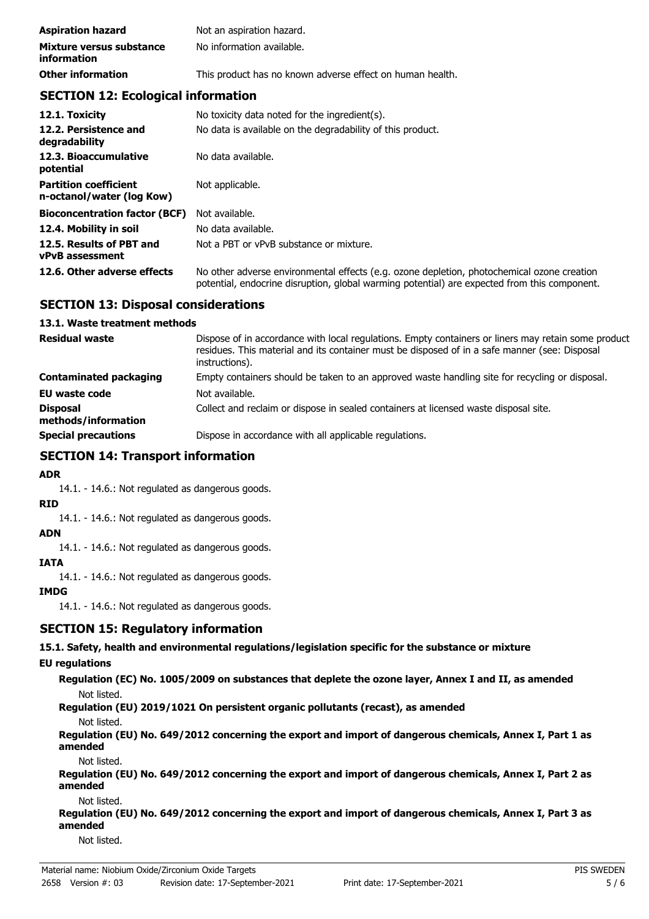| | |
|---|---|
| **Aspiration hazard** | Not an aspiration hazard. |
| **Mixture versus substance information** | No information available. |
| **Other information** | This product has no known adverse effect on human health. |

## SECTION 12: Ecological information

| | |
|---|---|
| **12.1. Toxicity** | No toxicity data noted for the ingredient(s). |
| **12.2. Persistence and degradability** | No data is available on the degradability of this product. |
| **12.3. Bioaccumulative potential** | No data available. |
| **Partition coefficient n-octanol/water (log Kow)** | Not applicable. |
| **Bioconcentration factor (BCF)** | Not available. |
| **12.4. Mobility in soil** | No data available. |
| **12.5. Results of PBT and vPvB assessment** | Not a PBT or vPvB substance or mixture. |
| **12.6. Other adverse effects** | No other adverse environmental effects (e.g. ozone depletion, photochemical ozone creation potential, endocrine disruption, global warming potential) are expected from this component. |

## SECTION 13: Disposal considerations

### 13.1. Waste treatment methods

| | |
|---|---|
| **Residual waste** | Dispose of in accordance with local regulations. Empty containers or liners may retain some product residues. This material and its container must be disposed of in a safe manner (see: Disposal instructions). |
| **Contaminated packaging** | Empty containers should be taken to an approved waste handling site for recycling or disposal. |
| **EU waste code** | Not available. |
| **Disposal methods/information** | Collect and reclaim or dispose in sealed containers at licensed waste disposal site. |
| **Special precautions** | Dispose in accordance with all applicable regulations. |

## SECTION 14: Transport information

**ADR**

14.1. - 14.6.: Not regulated as dangerous goods.

**RID**

14.1. - 14.6.: Not regulated as dangerous goods.

**ADN**

14.1. - 14.6.: Not regulated as dangerous goods.

**IATA**

14.1. - 14.6.: Not regulated as dangerous goods.

**IMDG**

14.1. - 14.6.: Not regulated as dangerous goods.

## SECTION 15: Regulatory information

### 15.1. Safety, health and environmental regulations/legislation specific for the substance or mixture

**EU regulations**

**Regulation (EC) No. 1005/2009 on substances that deplete the ozone layer, Annex I and II, as amended**

Not listed.

**Regulation (EU) 2019/1021 On persistent organic pollutants (recast), as amended**

Not listed.

**Regulation (EU) No. 649/2012 concerning the export and import of dangerous chemicals, Annex I, Part 1 as amended**

Not listed.

**Regulation (EU) No. 649/2012 concerning the export and import of dangerous chemicals, Annex I, Part 2 as amended**

Not listed.

**Regulation (EU) No. 649/2012 concerning the export and import of dangerous chemicals, Annex I, Part 3 as amended**

Not listed.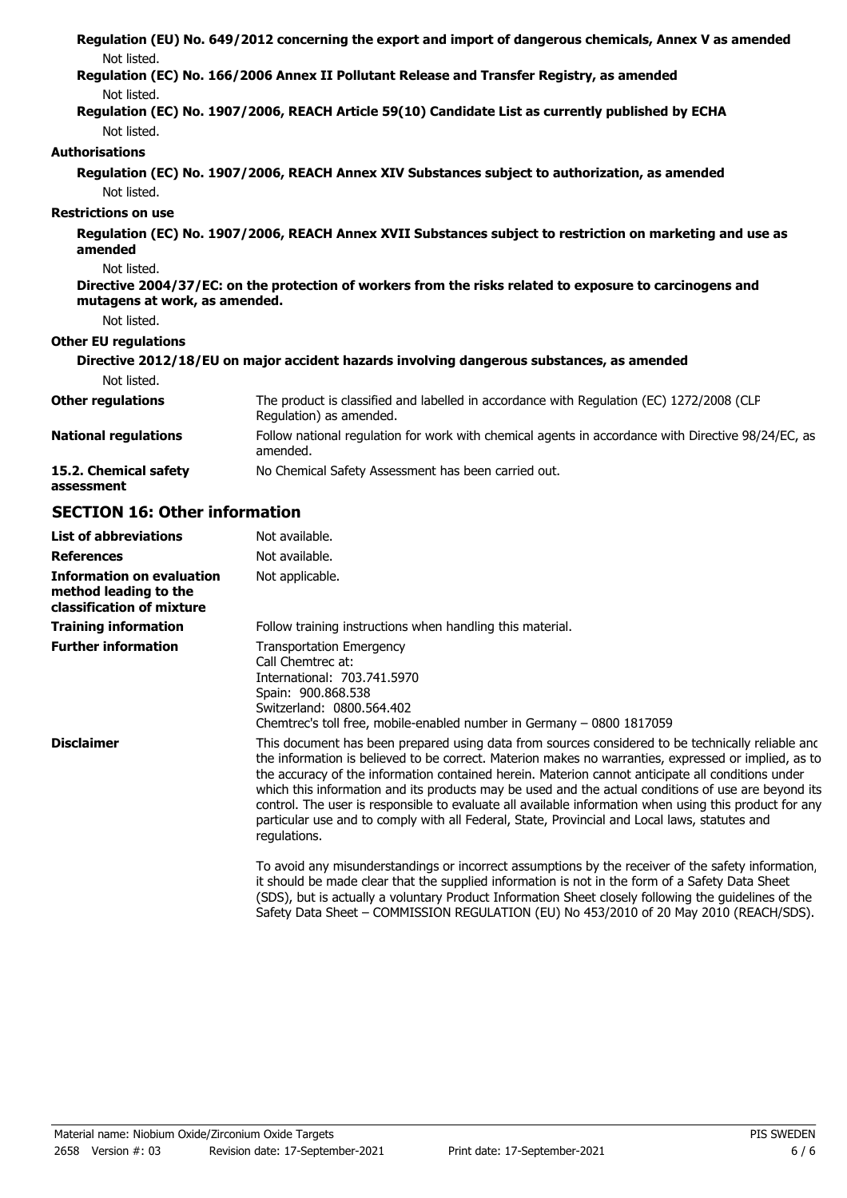**Regulation (EU) No. 649/2012 concerning the export and import of dangerous chemicals, Annex V as amended**

Not listed.

**Regulation (EC) No. 166/2006 Annex II Pollutant Release and Transfer Registry, as amended**

Not listed.

**Regulation (EC) No. 1907/2006, REACH Article 59(10) Candidate List as currently published by ECHA**

Not listed.

**Authorisations**

**Regulation (EC) No. 1907/2006, REACH Annex XIV Substances subject to authorization, as amended**

Not listed.

**Restrictions on use**

**Regulation (EC) No. 1907/2006, REACH Annex XVII Substances subject to restriction on marketing and use as amended**

Not listed.

**Directive 2004/37/EC: on the protection of workers from the risks related to exposure to carcinogens and mutagens at work, as amended.**

Not listed.

**Other EU regulations**

**Directive 2012/18/EU on major accident hazards involving dangerous substances, as amended**

Not listed.

| | |
|---|---|
| **Other regulations** | The product is classified and labelled in accordance with Regulation (EC) 1272/2008 (CLP Regulation) as amended. |
| **National regulations** | Follow national regulation for work with chemical agents in accordance with Directive 98/24/EC, as amended. |
| **15.2. Chemical safety assessment** | No Chemical Safety Assessment has been carried out. |

## SECTION 16: Other information

| | |
|---|---|
| **List of abbreviations** | Not available. |
| **References** | Not available. |
| **Information on evaluation method leading to the classification of mixture** | Not applicable. |
| **Training information** | Follow training instructions when handling this material. |
| **Further information** | Transportation Emergency<br>Call Chemtrec at:<br>International: 703.741.5970<br>Spain: 900.868.538<br>Switzerland: 0800.564.402<br>Chemtrec's toll free, mobile-enabled number in Germany – 0800 1817059 |
| **Disclaimer** | This document has been prepared using data from sources considered to be technically reliable and the information is believed to be correct. Materion makes no warranties, expressed or implied, as to the accuracy of the information contained herein. Materion cannot anticipate all conditions under which this information and its products may be used and the actual conditions of use are beyond its control. The user is responsible to evaluate all available information when using this product for any particular use and to comply with all Federal, State, Provincial and Local laws, statutes and regulations.<br><br>To avoid any misunderstandings or incorrect assumptions by the receiver of the safety information, it should be made clear that the supplied information is not in the form of a Safety Data Sheet (SDS), but is actually a voluntary Product Information Sheet closely following the guidelines of the Safety Data Sheet – COMMISSION REGULATION (EU) No 453/2010 of 20 May 2010 (REACH/SDS). |